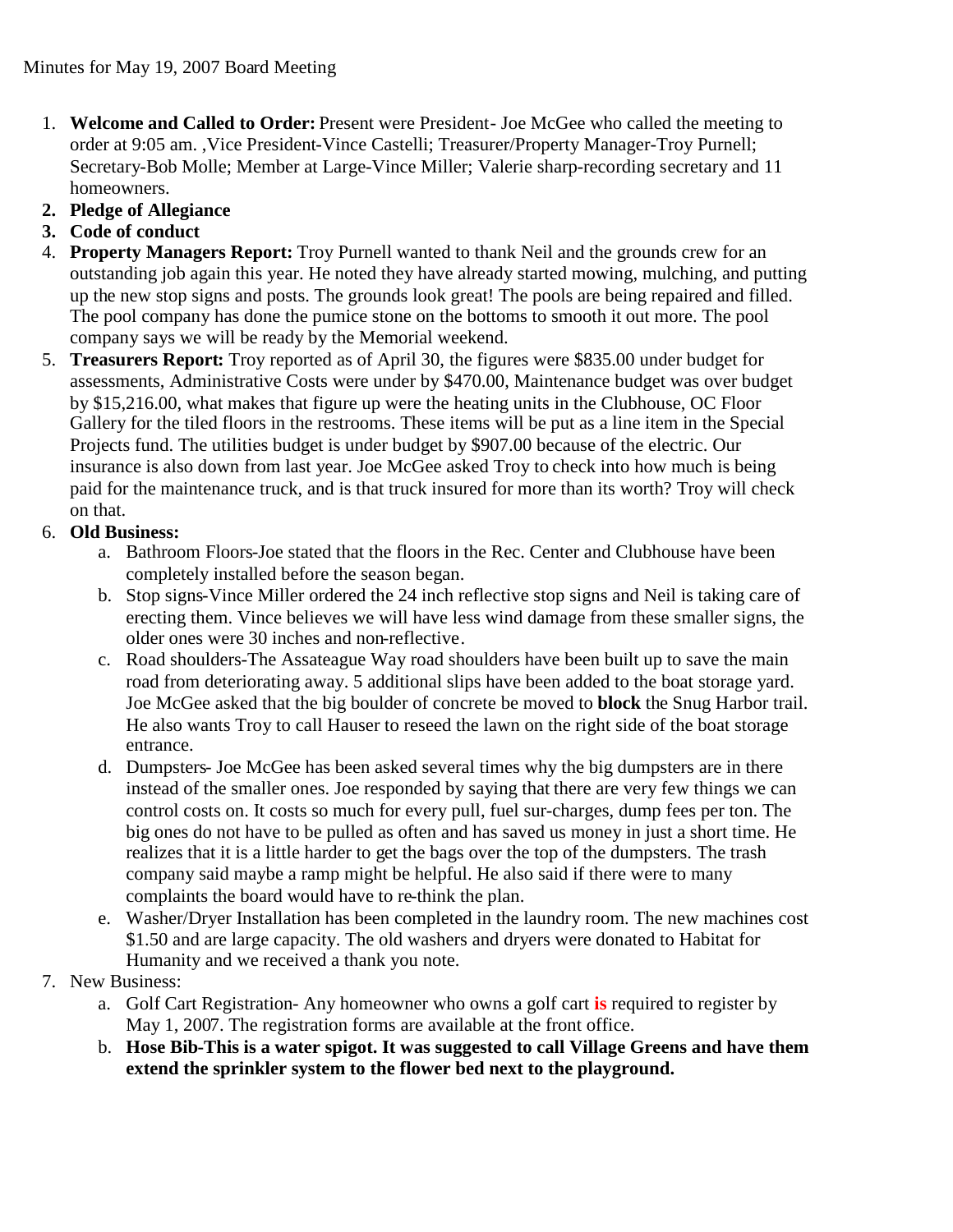Minutes for May 19, 2007 Board Meeting

1. **Welcome and Called to Order:** Present were President- Joe McGee who called the meeting to order at 9:05 am. ,Vice President-Vince Castelli; Treasurer/Property Manager-Troy Purnell; Secretary-Bob Molle; Member at Large-Vince Miller; Valerie sharp-recording secretary and 11 homeowners.
2. **Pledge of Allegiance**
3. **Code of conduct**
4. **Property Managers Report:** Troy Purnell wanted to thank Neil and the grounds crew for an outstanding job again this year. He noted they have already started mowing, mulching, and putting up the new stop signs and posts. The grounds look great! The pools are being repaired and filled. The pool company has done the pumice stone on the bottoms to smooth it out more. The pool company says we will be ready by the Memorial weekend.
5. **Treasurers Report:** Troy reported as of April 30, the figures were $835.00 under budget for assessments, Administrative Costs were under by $470.00, Maintenance budget was over budget by $15,216.00, what makes that figure up were the heating units in the Clubhouse, OC Floor Gallery for the tiled floors in the restrooms. These items will be put as a line item in the Special Projects fund. The utilities budget is under budget by $907.00 because of the electric. Our insurance is also down from last year. Joe McGee asked Troy to check into how much is being paid for the maintenance truck, and is that truck insured for more than its worth? Troy will check on that.
6. **Old Business:**
   a. Bathroom Floors-Joe stated that the floors in the Rec. Center and Clubhouse have been completely installed before the season began.
   b. Stop signs-Vince Miller ordered the 24 inch reflective stop signs and Neil is taking care of erecting them. Vince believes we will have less wind damage from these smaller signs, the older ones were 30 inches and non-reflective.
   c. Road shoulders-The Assateague Way road shoulders have been built up to save the main road from deteriorating away. 5 additional slips have been added to the boat storage yard. Joe McGee asked that the big boulder of concrete be moved to **block** the Snug Harbor trail. He also wants Troy to call Hauser to reseed the lawn on the right side of the boat storage entrance.
   d. Dumpsters- Joe McGee has been asked several times why the big dumpsters are in there instead of the smaller ones. Joe responded by saying that there are very few things we can control costs on. It costs so much for every pull, fuel sur-charges, dump fees per ton. The big ones do not have to be pulled as often and has saved us money in just a short time. He realizes that it is a little harder to get the bags over the top of the dumpsters. The trash company said maybe a ramp might be helpful. He also said if there were to many complaints the board would have to re-think the plan.
   e. Washer/Dryer Installation has been completed in the laundry room. The new machines cost $1.50 and are large capacity. The old washers and dryers were donated to Habitat for Humanity and we received a thank you note.
7. New Business:
   a. Golf Cart Registration- Any homeowner who owns a golf cart **is** required to register by May 1, 2007. The registration forms are available at the front office.
   b. **Hose Bib-This is a water spigot. It was suggested to call Village Greens and have them extend the sprinkler system to the flower bed next to the playground.**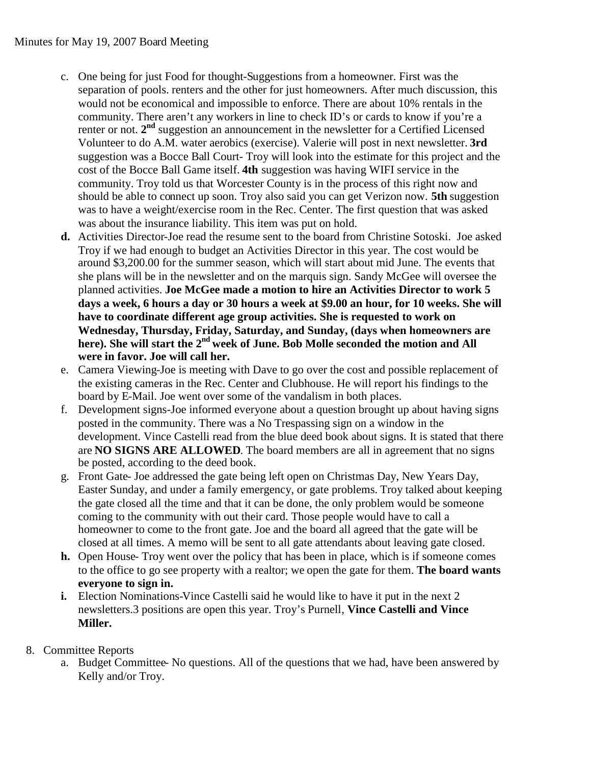Minutes for May 19, 2007 Board Meeting

c. One being for just Food for thought-Suggestions from a homeowner. First was the separation of pools. renters and the other for just homeowners. After much discussion, this would not be economical and impossible to enforce. There are about 10% rentals in the community. There aren't any workers in line to check ID's or cards to know if you're a renter or not. **2nd** suggestion an announcement in the newsletter for a Certified Licensed Volunteer to do A.M. water aerobics (exercise). Valerie will post in next newsletter. **3rd** suggestion was a Bocce Ball Court- Troy will look into the estimate for this project and the cost of the Bocce Ball Game itself. **4th** suggestion was having WIFI service in the community. Troy told us that Worcester County is in the process of this right now and should be able to connect up soon. Troy also said you can get Verizon now. **5th** suggestion was to have a weight/exercise room in the Rec. Center. The first question that was asked was about the insurance liability. This item was put on hold.

**d.** Activities Director-Joe read the resume sent to the board from Christine Sotoski. Joe asked Troy if we had enough to budget an Activities Director in this year. The cost would be around $3,200.00 for the summer season, which will start about mid June. The events that she plans will be in the newsletter and on the marquis sign. Sandy McGee will oversee the planned activities. **Joe McGee made a motion to hire an Activities Director to work 5 days a week, 6 hours a day or 30 hours a week at $9.00 an hour, for 10 weeks. She will have to coordinate different age group activities. She is requested to work on Wednesday, Thursday, Friday, Saturday, and Sunday, (days when homeowners are here). She will start the 2nd week of June. Bob Molle seconded the motion and All were in favor. Joe will call her.**

e. Camera Viewing-Joe is meeting with Dave to go over the cost and possible replacement of the existing cameras in the Rec. Center and Clubhouse. He will report his findings to the board by E-Mail. Joe went over some of the vandalism in both places.

f. Development signs-Joe informed everyone about a question brought up about having signs posted in the community. There was a No Trespassing sign on a window in the development. Vince Castelli read from the blue deed book about signs. It is stated that there are **NO SIGNS ARE ALLOWED**. The board members are all in agreement that no signs be posted, according to the deed book.

g. Front Gate- Joe addressed the gate being left open on Christmas Day, New Years Day, Easter Sunday, and under a family emergency, or gate problems. Troy talked about keeping the gate closed all the time and that it can be done, the only problem would be someone coming to the community with out their card. Those people would have to call a homeowner to come to the front gate. Joe and the board all agreed that the gate will be closed at all times. A memo will be sent to all gate attendants about leaving gate closed.

**h.** Open House- Troy went over the policy that has been in place, which is if someone comes to the office to go see property with a realtor; we open the gate for them. **The board wants everyone to sign in.**

**i.** Election Nominations-Vince Castelli said he would like to have it put in the next 2 newsletters.3 positions are open this year. Troy's Purnell, **Vince Castelli and Vince Miller.**

8. Committee Reports

   a. Budget Committee- No questions. All of the questions that we had, have been answered by Kelly and/or Troy.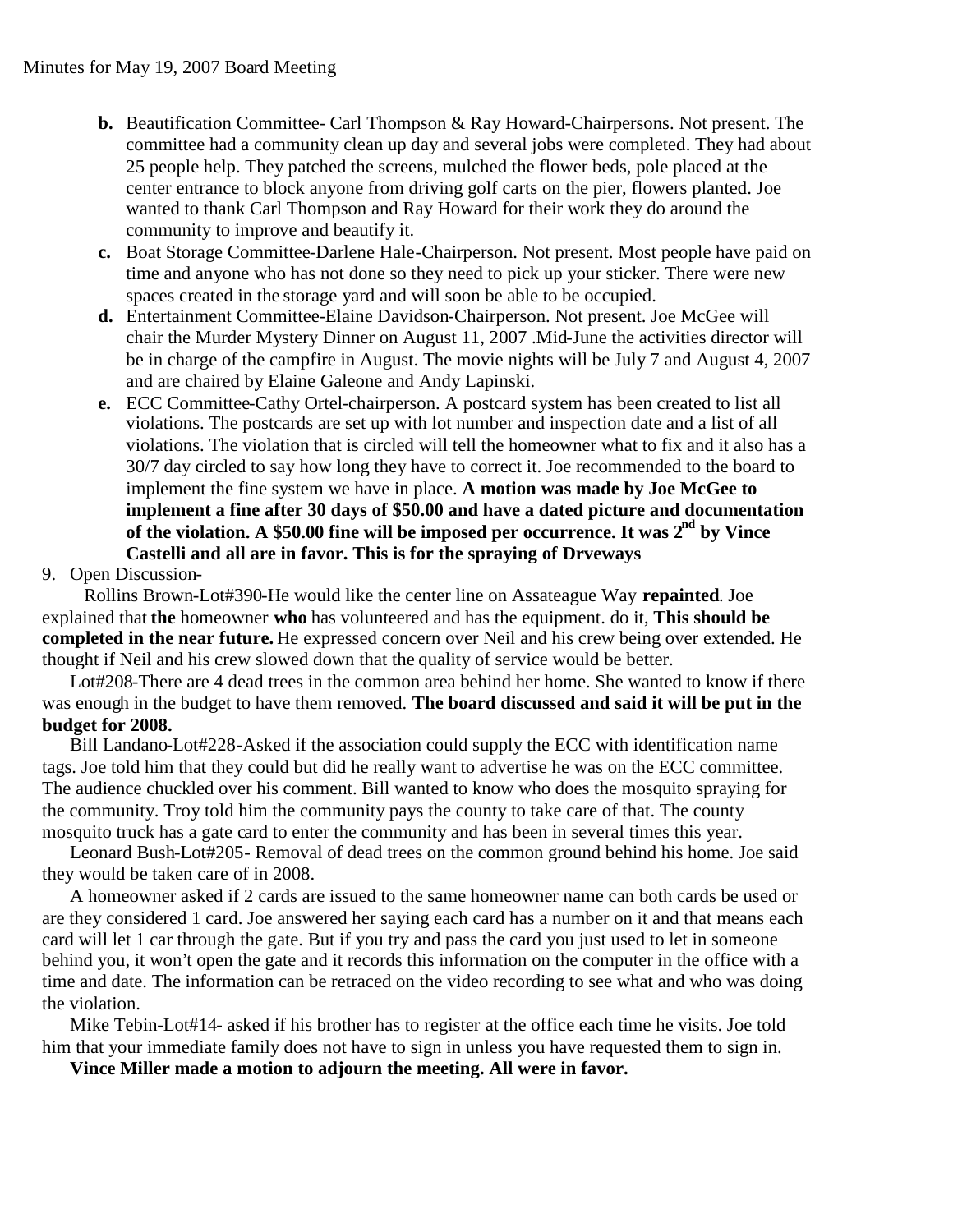Minutes for May 19, 2007 Board Meeting

- **b.** Beautification Committee- Carl Thompson & Ray Howard-Chairpersons. Not present. The committee had a community clean up day and several jobs were completed. They had about 25 people help. They patched the screens, mulched the flower beds, pole placed at the center entrance to block anyone from driving golf carts on the pier, flowers planted. Joe wanted to thank Carl Thompson and Ray Howard for their work they do around the community to improve and beautify it.
- **c.** Boat Storage Committee-Darlene Hale-Chairperson. Not present. Most people have paid on time and anyone who has not done so they need to pick up your sticker. There were new spaces created in the storage yard and will soon be able to be occupied.
- **d.** Entertainment Committee-Elaine Davidson-Chairperson. Not present. Joe McGee will chair the Murder Mystery Dinner on August 11, 2007 .Mid-June the activities director will be in charge of the campfire in August. The movie nights will be July 7 and August 4, 2007 and are chaired by Elaine Galeone and Andy Lapinski.
- **e.** ECC Committee-Cathy Ortel-chairperson. A postcard system has been created to list all violations. The postcards are set up with lot number and inspection date and a list of all violations. The violation that is circled will tell the homeowner what to fix and it also has a 30/7 day circled to say how long they have to correct it. Joe recommended to the board to implement the fine system we have in place. **A motion was made by Joe McGee to implement a fine after 30 days of $50.00 and have a dated picture and documentation of the violation. A $50.00 fine will be imposed per occurrence. It was 2nd by Vince Castelli and all are in favor. This is for the spraying of Drveways**

9. Open Discussion-

Rollins Brown-Lot#390-He would like the center line on Assateague Way **repainted**. Joe explained that **the** homeowner **who** has volunteered and has the equipment. do it, **This should be completed in the near future.** He expressed concern over Neil and his crew being over extended. He thought if Neil and his crew slowed down that the quality of service would be better.

Lot#208-There are 4 dead trees in the common area behind her home. She wanted to know if there was enough in the budget to have them removed. **The board discussed and said it will be put in the budget for 2008.**

Bill Landano-Lot#228-Asked if the association could supply the ECC with identification name tags. Joe told him that they could but did he really want to advertise he was on the ECC committee. The audience chuckled over his comment. Bill wanted to know who does the mosquito spraying for the community. Troy told him the community pays the county to take care of that. The county mosquito truck has a gate card to enter the community and has been in several times this year.

Leonard Bush-Lot#205- Removal of dead trees on the common ground behind his home. Joe said they would be taken care of in 2008.

A homeowner asked if 2 cards are issued to the same homeowner name can both cards be used or are they considered 1 card. Joe answered her saying each card has a number on it and that means each card will let 1 car through the gate. But if you try and pass the card you just used to let in someone behind you, it won't open the gate and it records this information on the computer in the office with a time and date. The information can be retraced on the video recording to see what and who was doing the violation.

Mike Tebin-Lot#14- asked if his brother has to register at the office each time he visits. Joe told him that your immediate family does not have to sign in unless you have requested them to sign in.

**Vince Miller made a motion to adjourn the meeting. All were in favor.**